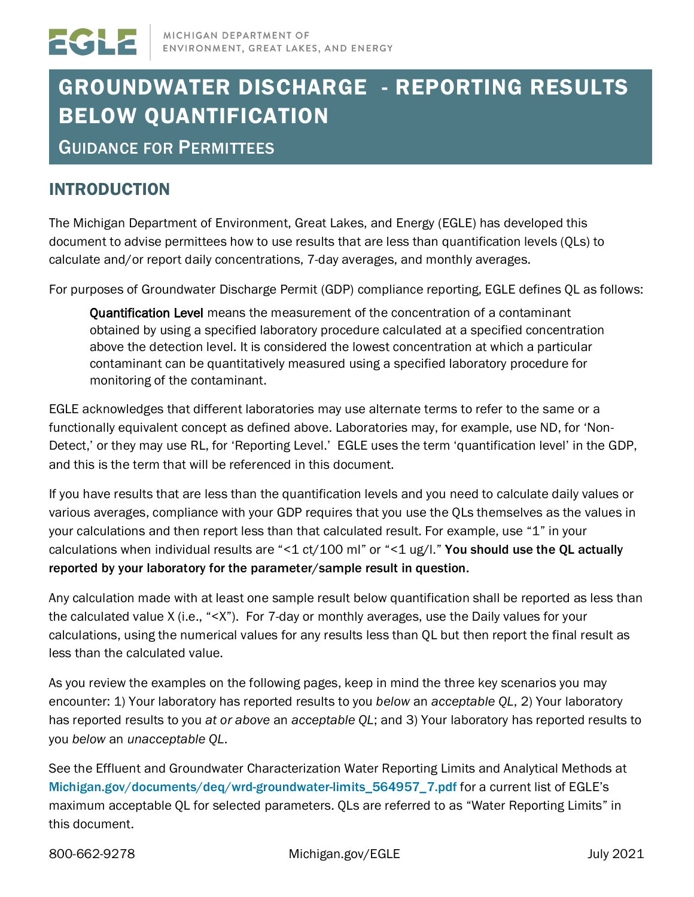MICHIGAN DEPARTMENT OF ENVIRONMENT, GREAT LAKES, AND ENERGY

# GROUNDWATER DISCHARGE - REPORTING RESULTS BELOW QUANTIFICATION

## GUIDANCE FOR PERMITTEES

## INTRODUCTION

The Michigan Department of Environment, Great Lakes, and Energy (EGLE) has developed this document to advise permittees how to use results that are less than quantification levels (QLs) to calculate and/or report daily concentrations, 7-day averages, and monthly averages.

For purposes of Groundwater Discharge Permit (GDP) compliance reporting, EGLE defines QL as follows:

> **Quantification Level** means the measurement of the concentration of a contaminant obtained by using a specified laboratory procedure calculated at a specified concentration above the detection level. It is considered the lowest concentration at which a particular contaminant can be quantitatively measured using a specified laboratory procedure for monitoring of the contaminant.

EGLE acknowledges that different laboratories may use alternate terms to refer to the same or a functionally equivalent concept as defined above. Laboratories may, for example, use ND, for 'Non-Detect,' or they may use RL, for 'Reporting Level.' EGLE uses the term 'quantification level' in the GDP, and this is the term that will be referenced in this document.

If you have results that are less than the quantification levels and you need to calculate daily values or various averages, compliance with your GDP requires that you use the QLs themselves as the values in your calculations and then report less than that calculated result. For example, use "1" in your calculations when individual results are "<1 ct/100 ml" or "<1 ug/l." **You should use the QL actually reported by your laboratory for the parameter/sample result in question.**

Any calculation made with at least one sample result below quantification shall be reported as less than the calculated value X (i.e., "<X"). For 7-day or monthly averages, use the Daily values for your calculations, using the numerical values for any results less than QL but then report the final result as less than the calculated value.

As you review the examples on the following pages, keep in mind the three key scenarios you may encounter: 1) Your laboratory has reported results to you *below* an *acceptable QL*, 2) Your laboratory has reported results to you *at or above* an *acceptable QL*; and 3) Your laboratory has reported results to you *below* an *unacceptable QL*.

See the Effluent and Groundwater Characterization Water Reporting Limits and Analytical Methods at Michigan.gov/documents/deq/wrd-groundwater-limits_564957_7.pdf for a current list of EGLE's maximum acceptable QL for selected parameters. QLs are referred to as "Water Reporting Limits" in this document.

800-662-9278 Michigan.gov/EGLE July 2021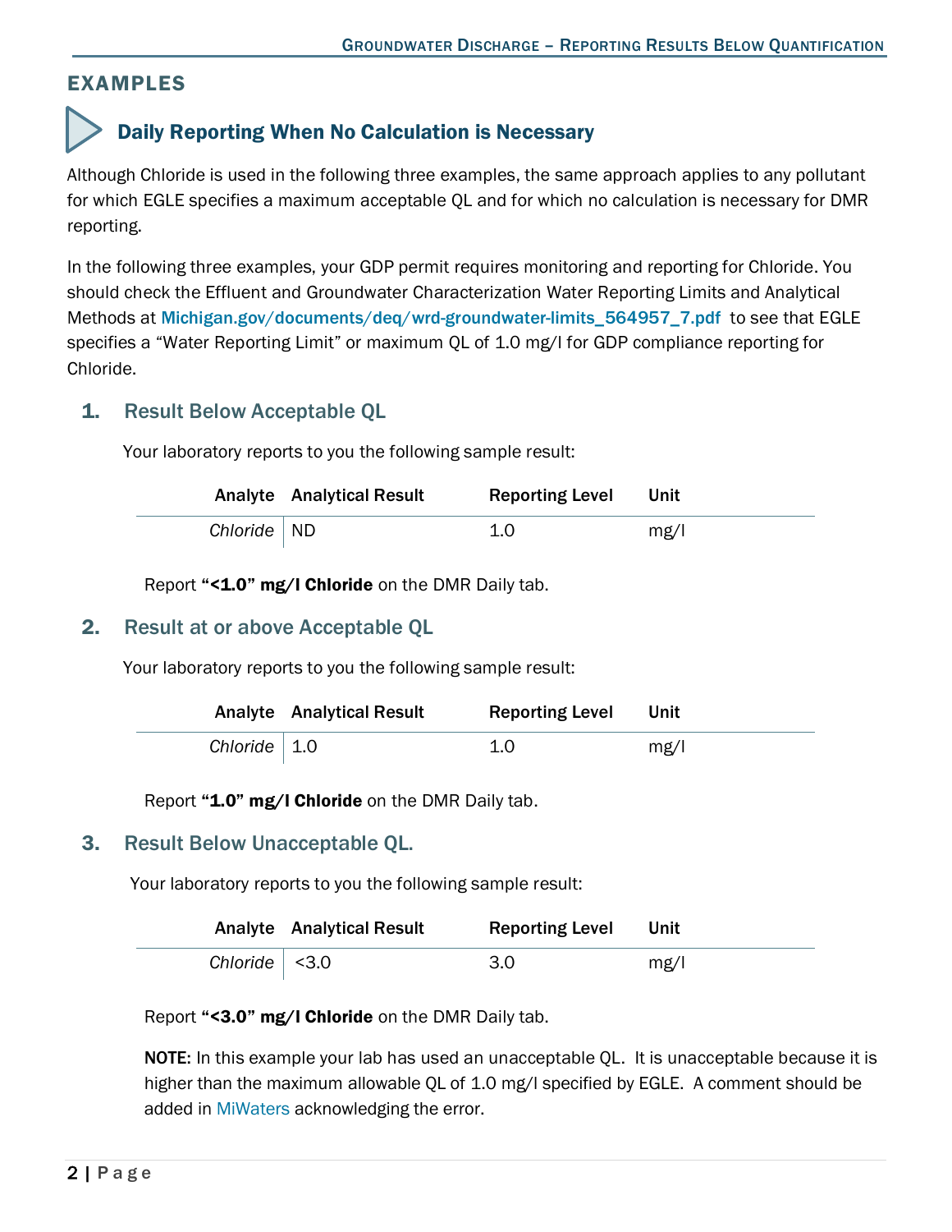## EXAMPLES

### Daily Reporting When No Calculation is Necessary

Although Chloride is used in the following three examples, the same approach applies to any pollutant for which EGLE specifies a maximum acceptable QL and for which no calculation is necessary for DMR reporting.

In the following three examples, your GDP permit requires monitoring and reporting for Chloride. You should check the Effluent and Groundwater Characterization Water Reporting Limits and Analytical Methods at Michigan.gov/documents/deq/wrd-groundwater-limits_564957_7.pdf to see that EGLE specifies a "Water Reporting Limit" or maximum QL of 1.0 mg/l for GDP compliance reporting for Chloride.

#### 1. Result Below Acceptable QL

Your laboratory reports to you the following sample result:

| Analyte | Analytical Result | Reporting Level | Unit |
|---|---|---|---|
| *Chloride* | ND | 1.0 | mg/l |

Report **"<1.0" mg/l Chloride** on the DMR Daily tab.

#### 2. Result at or above Acceptable QL

Your laboratory reports to you the following sample result:

| Analyte | Analytical Result | Reporting Level | Unit |
|---|---|---|---|
| *Chloride* | 1.0 | 1.0 | mg/l |

Report **"1.0" mg/l Chloride** on the DMR Daily tab.

#### 3. Result Below Unacceptable QL.

Your laboratory reports to you the following sample result:

| Analyte | Analytical Result | Reporting Level | Unit |
|---|---|---|---|
| *Chloride* | <3.0 | 3.0 | mg/l |

Report **"<3.0" mg/l Chloride** on the DMR Daily tab.

**NOTE:** In this example your lab has used an unacceptable QL. It is unacceptable because it is higher than the maximum allowable QL of 1.0 mg/l specified by EGLE. A comment should be added in MiWaters acknowledging the error.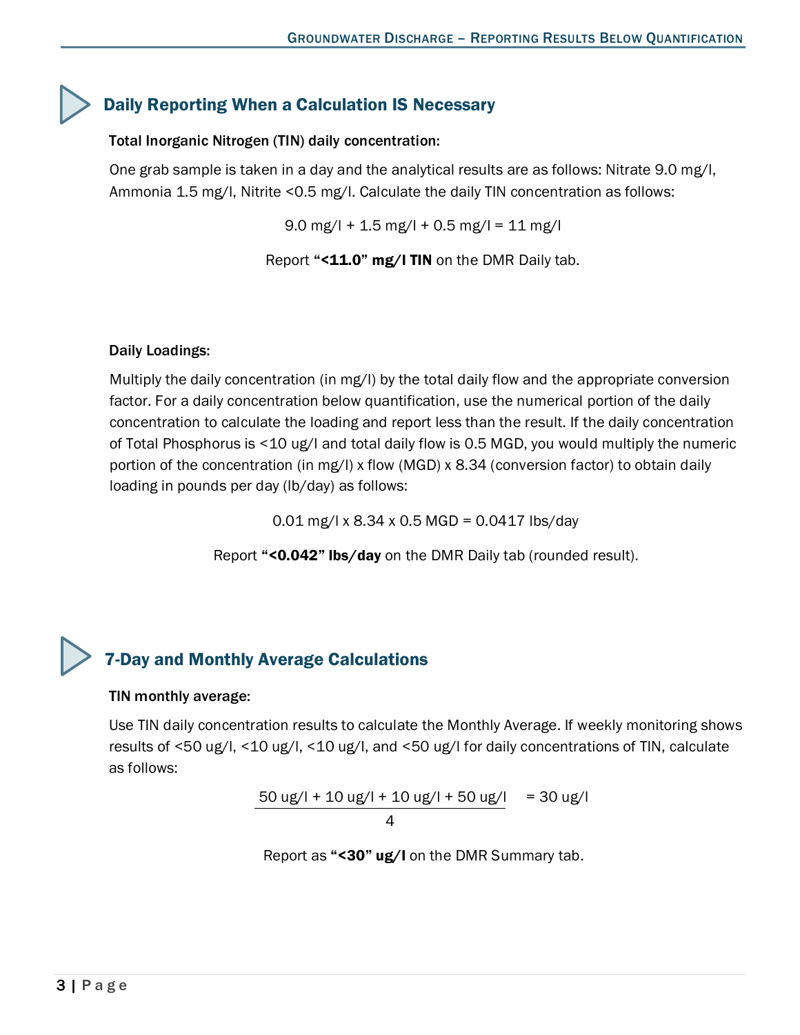## Daily Reporting When a Calculation IS Necessary

**Total Inorganic Nitrogen (TIN) daily concentration:**

One grab sample is taken in a day and the analytical results are as follows: Nitrate 9.0 mg/l, Ammonia 1.5 mg/l, Nitrite <0.5 mg/l. Calculate the daily TIN concentration as follows:

$$9.0 \text{ mg/l} + 1.5 \text{ mg/l} + 0.5 \text{ mg/l} = 11 \text{ mg/l}$$

Report **"<11.0" mg/l TIN** on the DMR Daily tab.

**Daily Loadings:**

Multiply the daily concentration (in mg/l) by the total daily flow and the appropriate conversion factor. For a daily concentration below quantification, use the numerical portion of the daily concentration to calculate the loading and report less than the result. If the daily concentration of Total Phosphorus is <10 ug/l and total daily flow is 0.5 MGD, you would multiply the numeric portion of the concentration (in mg/l) x flow (MGD) x 8.34 (conversion factor) to obtain daily loading in pounds per day (lb/day) as follows:

$$0.01 \text{ mg/l} \times 8.34 \times 0.5 \text{ MGD} = 0.0417 \text{ lbs/day}$$

Report **"<0.042" lbs/day** on the DMR Daily tab (rounded result).

## 7-Day and Monthly Average Calculations

**TIN monthly average:**

Use TIN daily concentration results to calculate the Monthly Average. If weekly monitoring shows results of <50 ug/l, <10 ug/l, <10 ug/l, and <50 ug/l for daily concentrations of TIN, calculate as follows:

$$\frac{50 \text{ ug/l} + 10 \text{ ug/l} + 10 \text{ ug/l} + 50 \text{ ug/l}}{4} = 30 \text{ ug/l}$$

Report as **"<30" ug/l** on the DMR Summary tab.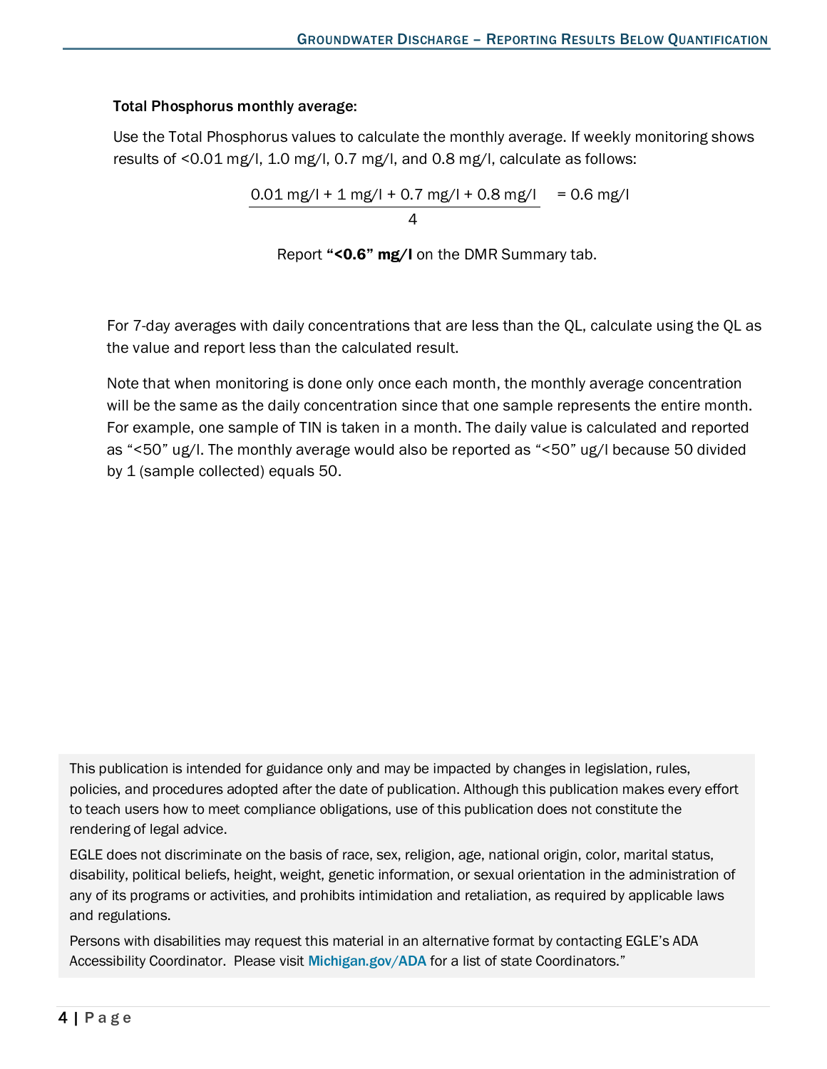**Total Phosphorus monthly average:**

Use the Total Phosphorus values to calculate the monthly average. If weekly monitoring shows results of <0.01 mg/l, 1.0 mg/l, 0.7 mg/l, and 0.8 mg/l, calculate as follows:

$$\frac{0.01 \text{ mg/l} + 1 \text{ mg/l} + 0.7 \text{ mg/l} + 0.8 \text{ mg/l}}{4} = 0.6 \text{ mg/l}$$

Report **"<0.6" mg/l** on the DMR Summary tab.

For 7-day averages with daily concentrations that are less than the QL, calculate using the QL as the value and report less than the calculated result.

Note that when monitoring is done only once each month, the monthly average concentration will be the same as the daily concentration since that one sample represents the entire month. For example, one sample of TIN is taken in a month. The daily value is calculated and reported as "<50" ug/l. The monthly average would also be reported as "<50" ug/l because 50 divided by 1 (sample collected) equals 50.

This publication is intended for guidance only and may be impacted by changes in legislation, rules, policies, and procedures adopted after the date of publication. Although this publication makes every effort to teach users how to meet compliance obligations, use of this publication does not constitute the rendering of legal advice.

EGLE does not discriminate on the basis of race, sex, religion, age, national origin, color, marital status, disability, political beliefs, height, weight, genetic information, or sexual orientation in the administration of any of its programs or activities, and prohibits intimidation and retaliation, as required by applicable laws and regulations.

Persons with disabilities may request this material in an alternative format by contacting EGLE's ADA Accessibility Coordinator. Please visit Michigan.gov/ADA for a list of state Coordinators."